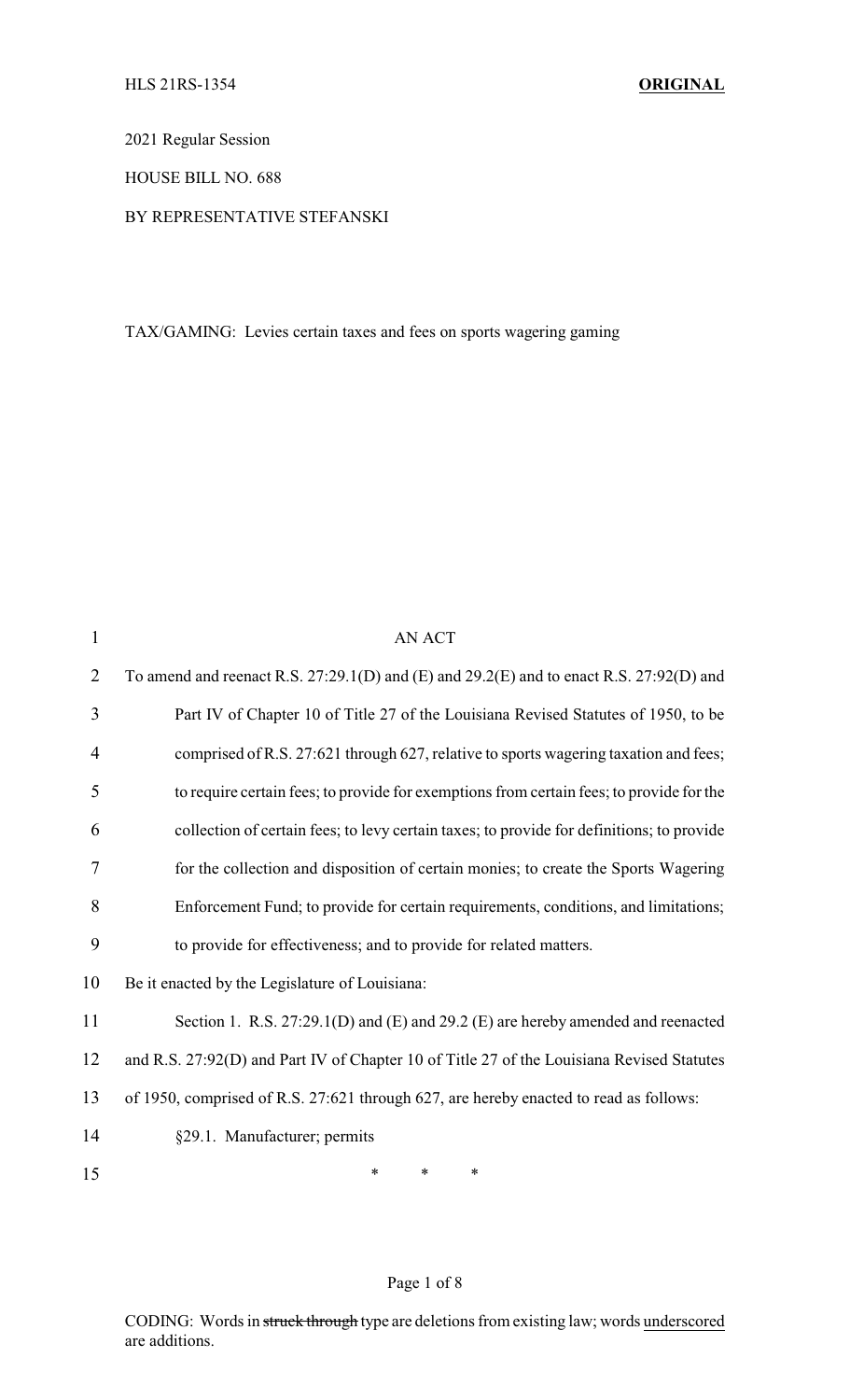HLS 21RS-1354 **ORIGINAL**

2021 Regular Session

HOUSE BILL NO. 688

BY REPRESENTATIVE STEFANSKI

TAX/GAMING: Levies certain taxes and fees on sports wagering gaming

AN ACT

To amend and reenact R.S. 27:29.1(D) and (E) and 29.2(E) and to enact R.S. 27:92(D) and Part IV of Chapter 10 of Title 27 of the Louisiana Revised Statutes of 1950, to be comprised of R.S. 27:621 through 627, relative to sports wagering taxation and fees; to require certain fees; to provide for exemptions from certain fees; to provide for the collection of certain fees; to levy certain taxes; to provide for definitions; to provide for the collection and disposition of certain monies; to create the Sports Wagering Enforcement Fund; to provide for certain requirements, conditions, and limitations; to provide for effectiveness; and to provide for related matters.

Be it enacted by the Legislature of Louisiana:

Section 1. R.S. 27:29.1(D) and (E) and 29.2 (E) are hereby amended and reenacted and R.S. 27:92(D) and Part IV of Chapter 10 of Title 27 of the Louisiana Revised Statutes of 1950, comprised of R.S. 27:621 through 627, are hereby enacted to read as follows:

§29.1. Manufacturer; permits

\* \* \*

CODING: Words in ~~struck through~~ type are deletions from existing law; words underscored are additions.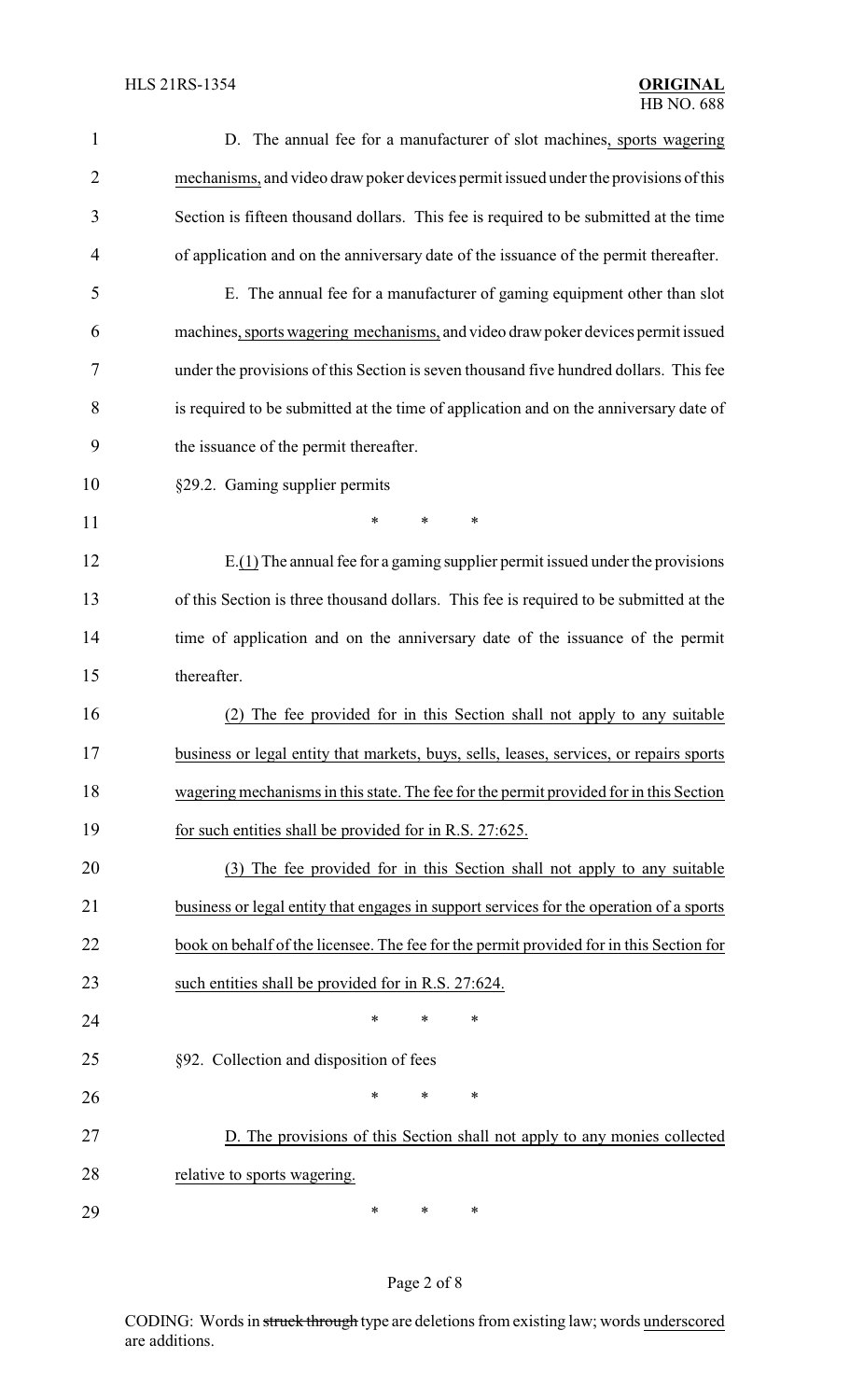D. The annual fee for a manufacturer of slot machines, sports wagering mechanisms, and video draw poker devices permit issued under the provisions of this Section is fifteen thousand dollars. This fee is required to be submitted at the time of application and on the anniversary date of the issuance of the permit thereafter.

E. The annual fee for a manufacturer of gaming equipment other than slot machines, sports wagering mechanisms, and video draw poker devices permit issued under the provisions of this Section is seven thousand five hundred dollars. This fee is required to be submitted at the time of application and on the anniversary date of the issuance of the permit thereafter.

§29.2. Gaming supplier permits

\* \* \*

E.(1) The annual fee for a gaming supplier permit issued under the provisions of this Section is three thousand dollars. This fee is required to be submitted at the time of application and on the anniversary date of the issuance of the permit thereafter.

(2) The fee provided for in this Section shall not apply to any suitable business or legal entity that markets, buys, sells, leases, services, or repairs sports wagering mechanisms in this state. The fee for the permit provided for in this Section for such entities shall be provided for in R.S. 27:625.

(3) The fee provided for in this Section shall not apply to any suitable business or legal entity that engages in support services for the operation of a sports book on behalf of the licensee. The fee for the permit provided for in this Section for such entities shall be provided for in R.S. 27:624.

\* \* \*

§92. Collection and disposition of fees

\* \* \*

D. The provisions of this Section shall not apply to any monies collected relative to sports wagering.

\* \* \*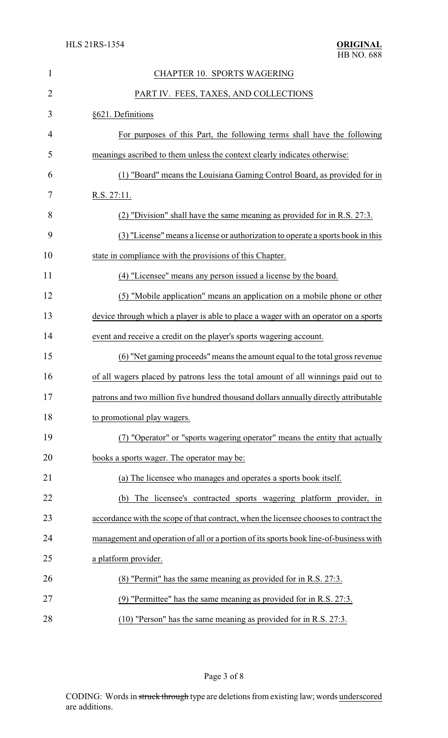CHAPTER 10. SPORTS WAGERING

PART IV. FEES, TAXES, AND COLLECTIONS

§621. Definitions

For purposes of this Part, the following terms shall have the following meanings ascribed to them unless the context clearly indicates otherwise:

(1) "Board" means the Louisiana Gaming Control Board, as provided for in R.S. 27:11.

(2) "Division" shall have the same meaning as provided for in R.S. 27:3.

(3) "License" means a license or authorization to operate a sports book in this state in compliance with the provisions of this Chapter.

(4) "Licensee" means any person issued a license by the board.

(5) "Mobile application" means an application on a mobile phone or other device through which a player is able to place a wager with an operator on a sports event and receive a credit on the player's sports wagering account.

(6) "Net gaming proceeds" means the amount equal to the total gross revenue of all wagers placed by patrons less the total amount of all winnings paid out to patrons and two million five hundred thousand dollars annually directly attributable to promotional play wagers.

(7) "Operator" or "sports wagering operator" means the entity that actually books a sports wager. The operator may be:

(a) The licensee who manages and operates a sports book itself.

(b) The licensee's contracted sports wagering platform provider, in accordance with the scope of that contract, when the licensee chooses to contract the management and operation of all or a portion of its sports book line-of-business with a platform provider.

(8) "Permit" has the same meaning as provided for in R.S. 27:3.

(9) "Permittee" has the same meaning as provided for in R.S. 27:3.

(10) "Person" has the same meaning as provided for in R.S. 27:3.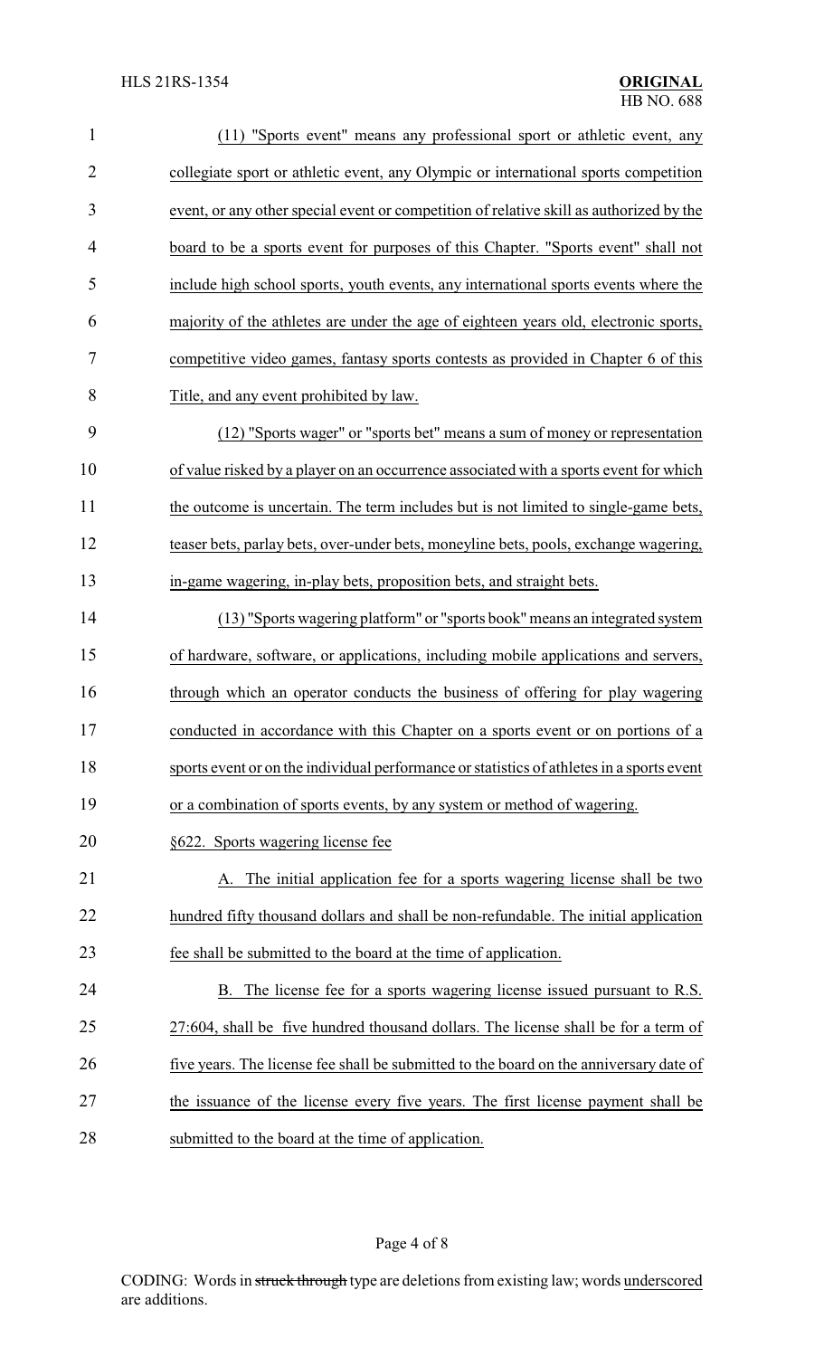(11) "Sports event" means any professional sport or athletic event, any collegiate sport or athletic event, any Olympic or international sports competition event, or any other special event or competition of relative skill as authorized by the board to be a sports event for purposes of this Chapter. "Sports event" shall not include high school sports, youth events, any international sports events where the majority of the athletes are under the age of eighteen years old, electronic sports, competitive video games, fantasy sports contests as provided in Chapter 6 of this Title, and any event prohibited by law.

(12) "Sports wager" or "sports bet" means a sum of money or representation of value risked by a player on an occurrence associated with a sports event for which the outcome is uncertain. The term includes but is not limited to single-game bets, teaser bets, parlay bets, over-under bets, moneyline bets, pools, exchange wagering, in-game wagering, in-play bets, proposition bets, and straight bets.

(13) "Sports wagering platform" or "sports book" means an integrated system of hardware, software, or applications, including mobile applications and servers, through which an operator conducts the business of offering for play wagering conducted in accordance with this Chapter on a sports event or on portions of a sports event or on the individual performance or statistics of athletes in a sports event or a combination of sports events, by any system or method of wagering.

§622. Sports wagering license fee

A. The initial application fee for a sports wagering license shall be two hundred fifty thousand dollars and shall be non-refundable. The initial application fee shall be submitted to the board at the time of application.

B. The license fee for a sports wagering license issued pursuant to R.S. 27:604, shall be five hundred thousand dollars. The license shall be for a term of five years. The license fee shall be submitted to the board on the anniversary date of the issuance of the license every five years. The first license payment shall be submitted to the board at the time of application.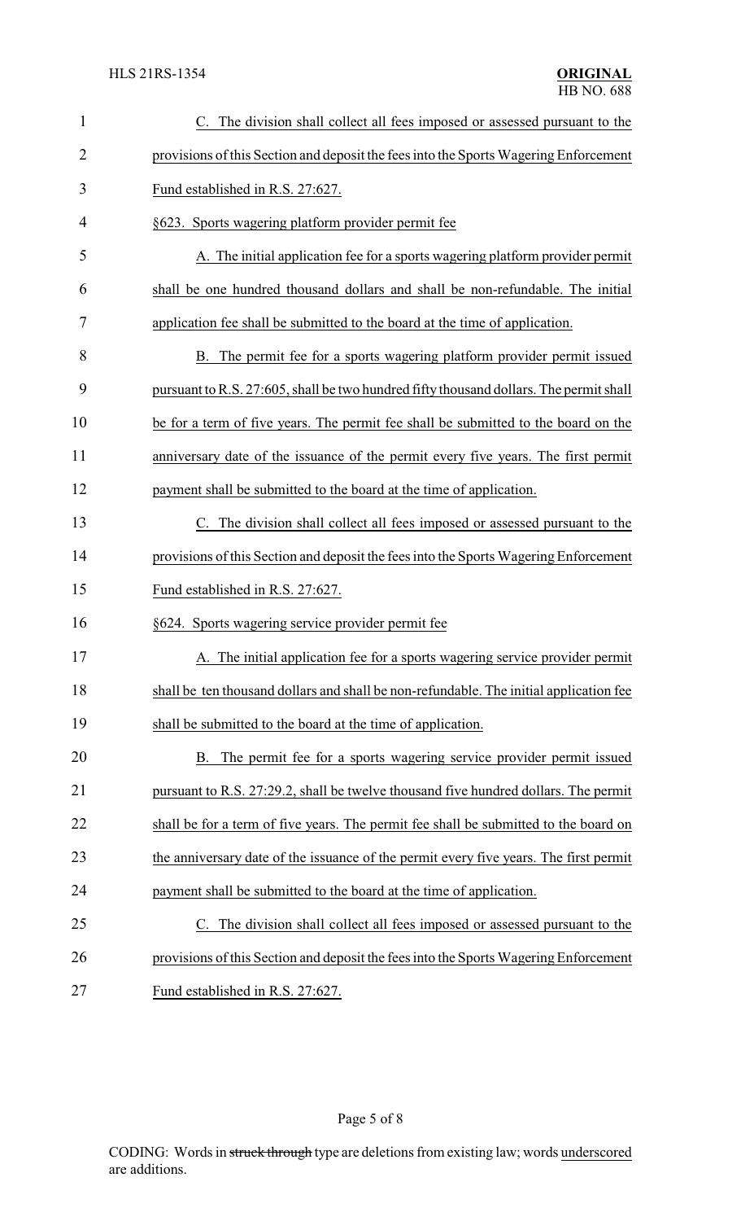C. The division shall collect all fees imposed or assessed pursuant to the provisions of this Section and deposit the fees into the Sports Wagering Enforcement Fund established in R.S. 27:627.

§623. Sports wagering platform provider permit fee

A. The initial application fee for a sports wagering platform provider permit shall be one hundred thousand dollars and shall be non-refundable. The initial application fee shall be submitted to the board at the time of application.

B. The permit fee for a sports wagering platform provider permit issued pursuant to R.S. 27:605, shall be two hundred fifty thousand dollars. The permit shall be for a term of five years. The permit fee shall be submitted to the board on the anniversary date of the issuance of the permit every five years. The first permit payment shall be submitted to the board at the time of application.

C. The division shall collect all fees imposed or assessed pursuant to the provisions of this Section and deposit the fees into the Sports Wagering Enforcement Fund established in R.S. 27:627.

§624. Sports wagering service provider permit fee

A. The initial application fee for a sports wagering service provider permit shall be ten thousand dollars and shall be non-refundable. The initial application fee shall be submitted to the board at the time of application.

B. The permit fee for a sports wagering service provider permit issued pursuant to R.S. 27:29.2, shall be twelve thousand five hundred dollars. The permit shall be for a term of five years. The permit fee shall be submitted to the board on the anniversary date of the issuance of the permit every five years. The first permit payment shall be submitted to the board at the time of application.

C. The division shall collect all fees imposed or assessed pursuant to the provisions of this Section and deposit the fees into the Sports Wagering Enforcement Fund established in R.S. 27:627.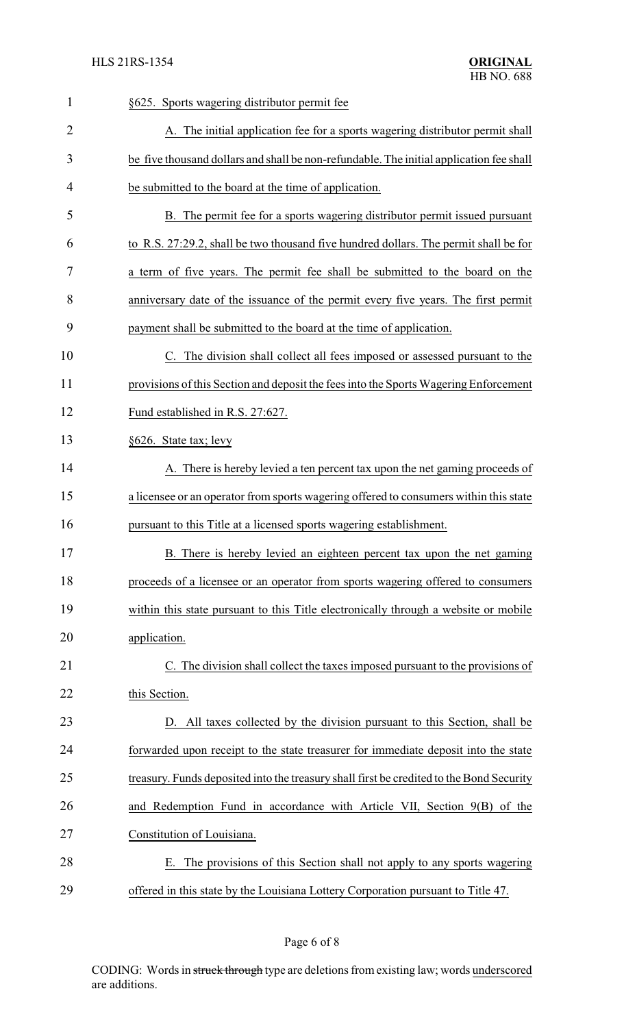§625. Sports wagering distributor permit fee

A. The initial application fee for a sports wagering distributor permit shall be five thousand dollars and shall be non-refundable. The initial application fee shall be submitted to the board at the time of application.

B. The permit fee for a sports wagering distributor permit issued pursuant to R.S. 27:29.2, shall be two thousand five hundred dollars. The permit shall be for a term of five years. The permit fee shall be submitted to the board on the anniversary date of the issuance of the permit every five years. The first permit payment shall be submitted to the board at the time of application.

C. The division shall collect all fees imposed or assessed pursuant to the provisions of this Section and deposit the fees into the Sports Wagering Enforcement Fund established in R.S. 27:627.

§626. State tax; levy

A. There is hereby levied a ten percent tax upon the net gaming proceeds of a licensee or an operator from sports wagering offered to consumers within this state pursuant to this Title at a licensed sports wagering establishment.

B. There is hereby levied an eighteen percent tax upon the net gaming proceeds of a licensee or an operator from sports wagering offered to consumers within this state pursuant to this Title electronically through a website or mobile application.

C. The division shall collect the taxes imposed pursuant to the provisions of this Section.

D. All taxes collected by the division pursuant to this Section, shall be forwarded upon receipt to the state treasurer for immediate deposit into the state treasury. Funds deposited into the treasury shall first be credited to the Bond Security and Redemption Fund in accordance with Article VII, Section 9(B) of the Constitution of Louisiana.

E. The provisions of this Section shall not apply to any sports wagering offered in this state by the Louisiana Lottery Corporation pursuant to Title 47.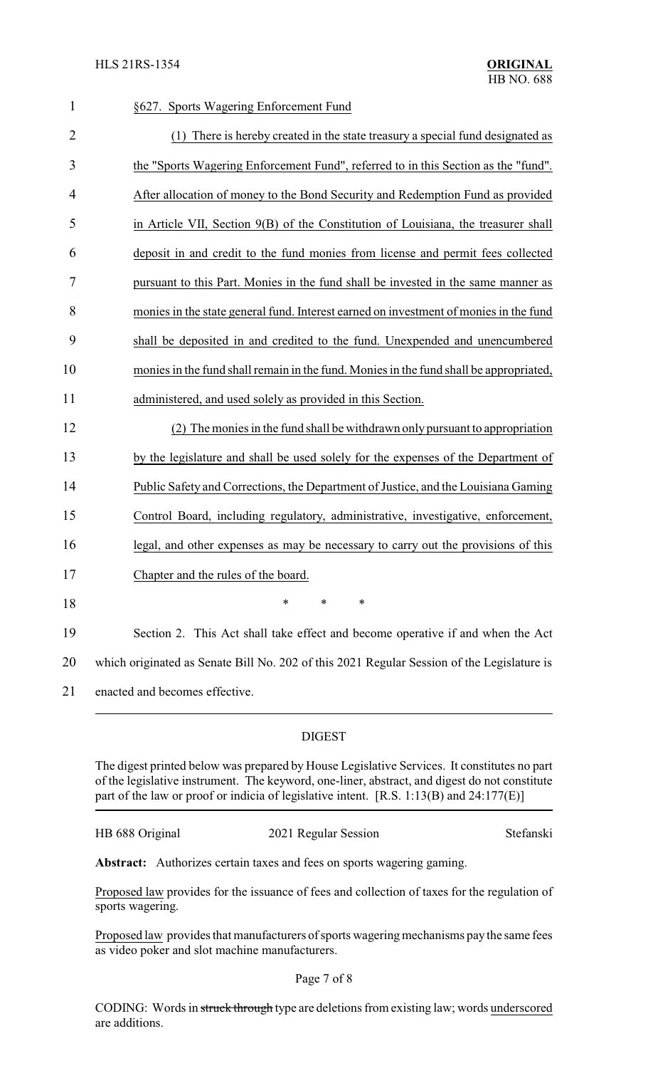§627. Sports Wagering Enforcement Fund

(1) There is hereby created in the state treasury a special fund designated as the "Sports Wagering Enforcement Fund", referred to in this Section as the "fund". After allocation of money to the Bond Security and Redemption Fund as provided in Article VII, Section 9(B) of the Constitution of Louisiana, the treasurer shall deposit in and credit to the fund monies from license and permit fees collected pursuant to this Part. Monies in the fund shall be invested in the same manner as monies in the state general fund. Interest earned on investment of monies in the fund shall be deposited in and credited to the fund. Unexpended and unencumbered monies in the fund shall remain in the fund. Monies in the fund shall be appropriated, administered, and used solely as provided in this Section.

(2) The monies in the fund shall be withdrawn only pursuant to appropriation by the legislature and shall be used solely for the expenses of the Department of Public Safety and Corrections, the Department of Justice, and the Louisiana Gaming Control Board, including regulatory, administrative, investigative, enforcement, legal, and other expenses as may be necessary to carry out the provisions of this Chapter and the rules of the board.

\* \* \*

Section 2. This Act shall take effect and become operative if and when the Act which originated as Senate Bill No. 202 of this 2021 Regular Session of the Legislature is enacted and becomes effective.

## DIGEST

The digest printed below was prepared by House Legislative Services. It constitutes no part of the legislative instrument. The keyword, one-liner, abstract, and digest do not constitute part of the law or proof or indicia of legislative intent. [R.S. 1:13(B) and 24:177(E)]

HB 688 Original — 2021 Regular Session — Stefanski

**Abstract:** Authorizes certain taxes and fees on sports wagering gaming.

Proposed law provides for the issuance of fees and collection of taxes for the regulation of sports wagering.

Proposed law provides that manufacturers of sports wagering mechanisms pay the same fees as video poker and slot machine manufacturers.

CODING: Words in ~~struck through~~ type are deletions from existing law; words underscored are additions.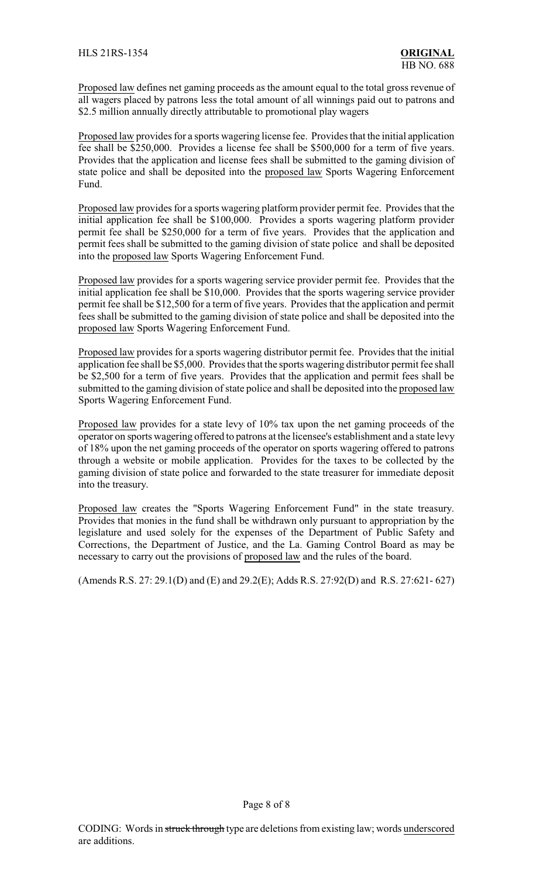Proposed law defines net gaming proceeds as the amount equal to the total gross revenue of all wagers placed by patrons less the total amount of all winnings paid out to patrons and $2.5 million annually directly attributable to promotional play wagers

Proposed law provides for a sports wagering license fee. Provides that the initial application fee shall be $250,000. Provides a license fee shall be $500,000 for a term of five years. Provides that the application and license fees shall be submitted to the gaming division of state police and shall be deposited into the proposed law Sports Wagering Enforcement Fund.

Proposed law provides for a sports wagering platform provider permit fee. Provides that the initial application fee shall be $100,000. Provides a sports wagering platform provider permit fee shall be $250,000 for a term of five years. Provides that the application and permit fees shall be submitted to the gaming division of state police and shall be deposited into the proposed law Sports Wagering Enforcement Fund.

Proposed law provides for a sports wagering service provider permit fee. Provides that the initial application fee shall be $10,000. Provides that the sports wagering service provider permit fee shall be $12,500 for a term of five years. Provides that the application and permit fees shall be submitted to the gaming division of state police and shall be deposited into the proposed law Sports Wagering Enforcement Fund.

Proposed law provides for a sports wagering distributor permit fee. Provides that the initial application fee shall be $5,000. Provides that the sports wagering distributor permit fee shall be $2,500 for a term of five years. Provides that the application and permit fees shall be submitted to the gaming division of state police and shall be deposited into the proposed law Sports Wagering Enforcement Fund.

Proposed law provides for a state levy of 10% tax upon the net gaming proceeds of the operator on sports wagering offered to patrons at the licensee's establishment and a state levy of 18% upon the net gaming proceeds of the operator on sports wagering offered to patrons through a website or mobile application. Provides for the taxes to be collected by the gaming division of state police and forwarded to the state treasurer for immediate deposit into the treasury.

Proposed law creates the "Sports Wagering Enforcement Fund" in the state treasury. Provides that monies in the fund shall be withdrawn only pursuant to appropriation by the legislature and used solely for the expenses of the Department of Public Safety and Corrections, the Department of Justice, and the La. Gaming Control Board as may be necessary to carry out the provisions of proposed law and the rules of the board.

(Amends R.S. 27: 29.1(D) and (E) and 29.2(E); Adds R.S. 27:92(D) and R.S. 27:621- 627)